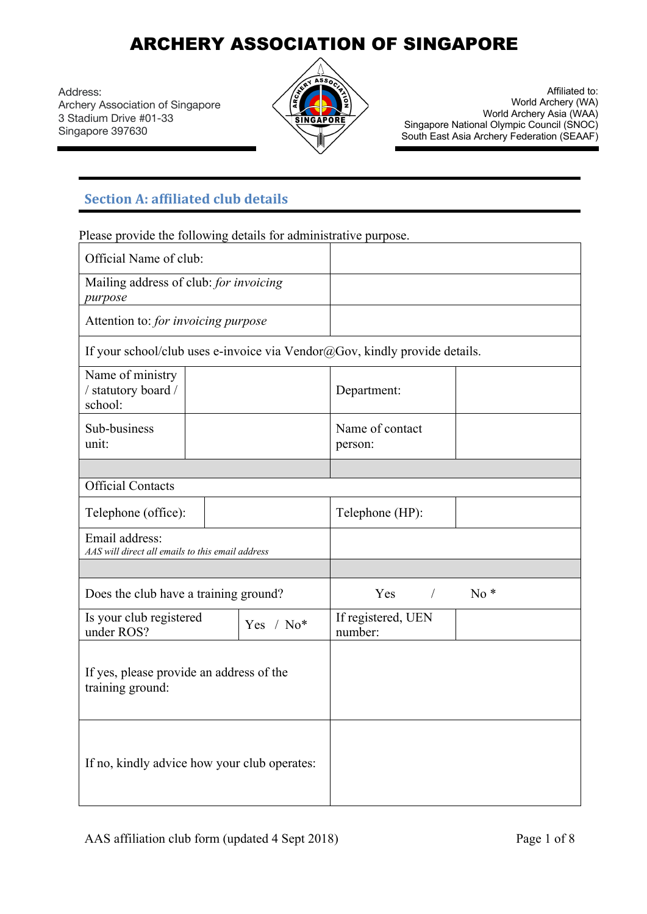# ARCHERY ASSOCIATION OF SINGAPORE

Address:
Archery Association of Singapore
3 Stadium Drive #01-33
Singapore 397630

Affiliated to:
World Archery (WA)
World Archery Asia (WAA)
Singapore National Olympic Council (SNOC)
South East Asia Archery Federation (SEAAF)

## Section A: affiliated club details

Please provide the following details for administrative purpose.

| | | | |
|---|---|---|---|
| Official Name of club: | | | |
| Mailing address of club: *for invoicing purpose* | | | |
| Attention to: *for invoicing purpose* | | | |
| If your school/club uses e-invoice via Vendor@Gov, kindly provide details. | | | |
| Name of ministry / statutory board / school: | | Department: | |
| Sub-business unit: | | Name of contact person: | |
| | | | |
| Official Contacts | | | |
| Telephone (office): | | Telephone (HP): | |
| Email address: *AAS will direct all emails to this email address* | | | |
| | | | |
| Does the club have a training ground? | | Yes / No * | |
| Is your club registered under ROS? | Yes / No* | If registered, UEN number: | |
| If yes, please provide an address of the training ground: | | | |
| If no, kindly advice how your club operates: | | | |

AAS affiliation club form (updated 4 Sept 2018)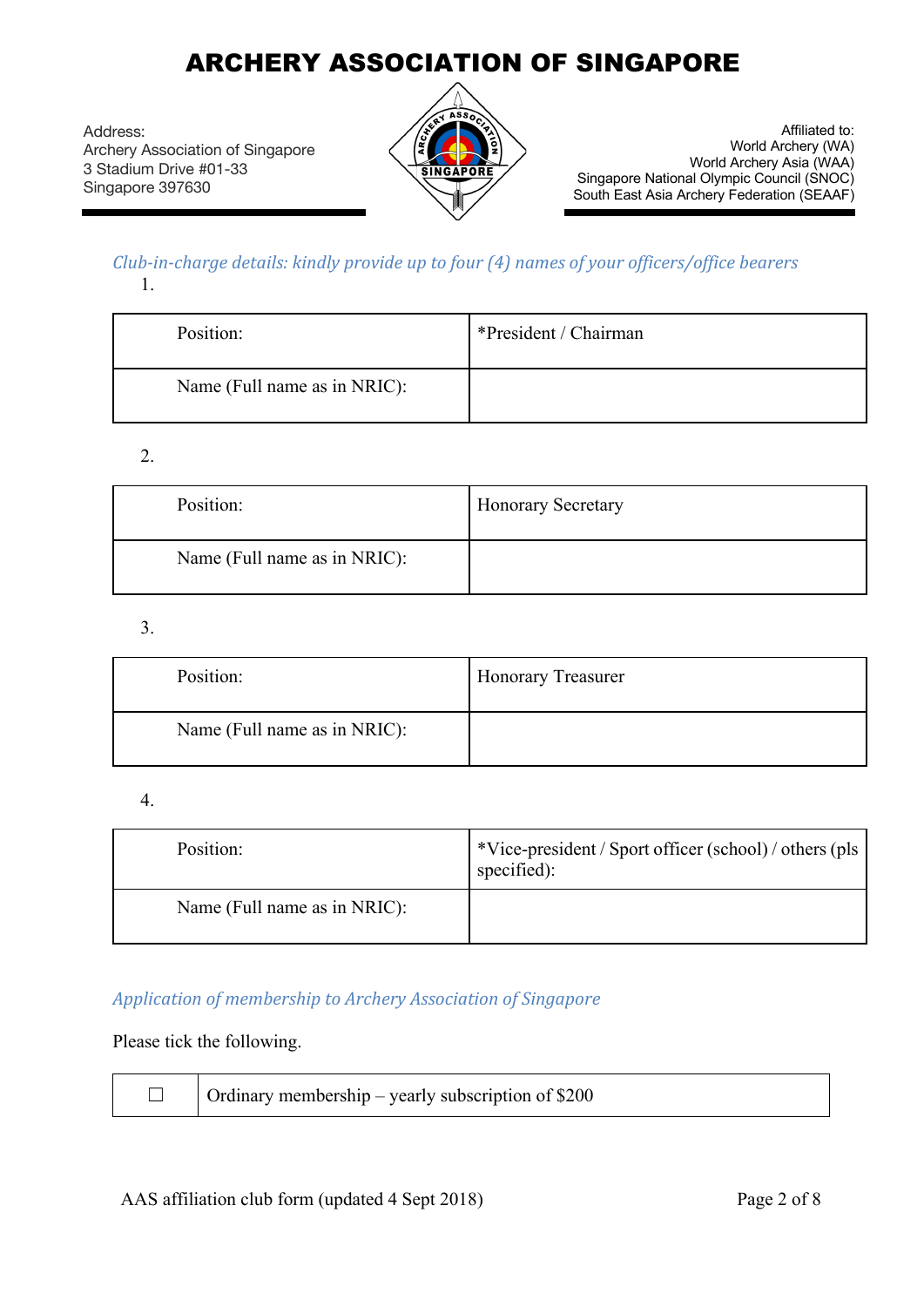# ARCHERY ASSOCIATION OF SINGAPORE

Address:
Archery Association of Singapore
3 Stadium Drive #01-33
Singapore 397630

Affiliated to:
World Archery (WA)
World Archery Asia (WAA)
Singapore National Olympic Council (SNOC)
South East Asia Archery Federation (SEAAF)

*Club-in-charge details: kindly provide up to four (4) names of your officers/office bearers*

1.

| Position: | *President / Chairman |
|---|---|
| Name (Full name as in NRIC): | |

2.

| Position: | Honorary Secretary |
|---|---|
| Name (Full name as in NRIC): | |

3.

| Position: | Honorary Treasurer |
|---|---|
| Name (Full name as in NRIC): | |

4.

| Position: | *Vice-president / Sport officer (school) / others (pls specified): |
|---|---|
| Name (Full name as in NRIC): | |

*Application of membership to Archery Association of Singapore*

Please tick the following.

| ☐ | Ordinary membership – yearly subscription of $200 |
|---|---|

AAS affiliation club form (updated 4 Sept 2018)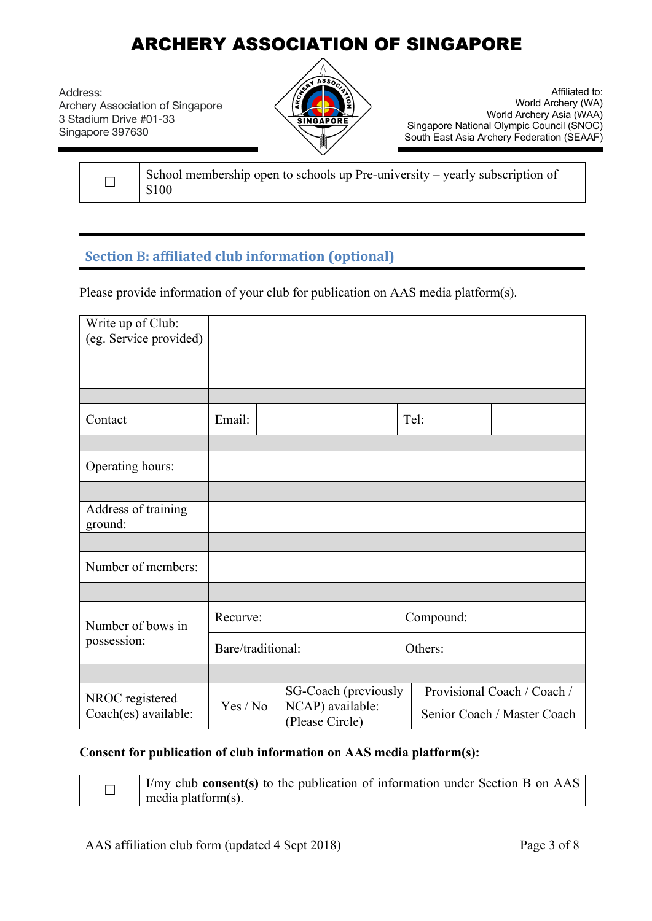# ARCHERY ASSOCIATION OF SINGAPORE

Address:
Archery Association of Singapore
3 Stadium Drive #01-33
Singapore 397630

Affiliated to:
World Archery (WA)
World Archery Asia (WAA)
Singapore National Olympic Council (SNOC)
South East Asia Archery Federation (SEAAF)

| | |
|---|---|
| ☐ | School membership open to schools up Pre-university – yearly subscription of $100 |

## Section B: affiliated club information (optional)

Please provide information of your club for publication on AAS media platform(s).

| | | | | | |
|---|---|---|---|---|---|
| Write up of Club: (eg. Service provided) | | | | | |
| Contact | Email: | | Tel: | | |
| Operating hours: | | | | | |
| Address of training ground: | | | | | |
| Number of members: | | | | | |
| Number of bows in possession: | Recurve: | | Compound: | | |
| | Bare/traditional: | | Others: | | |
| NROC registered Coach(es) available: | Yes / No | SG-Coach (previously NCAP) available: (Please Circle) | Provisional Coach / Coach / Senior Coach / Master Coach | | |

**Consent for publication of club information on AAS media platform(s):**

| | |
|---|---|
| ☐ | I/my club **consent(s)** to the publication of information under Section B on AAS media platform(s). |

AAS affiliation club form (updated 4 Sept 2018)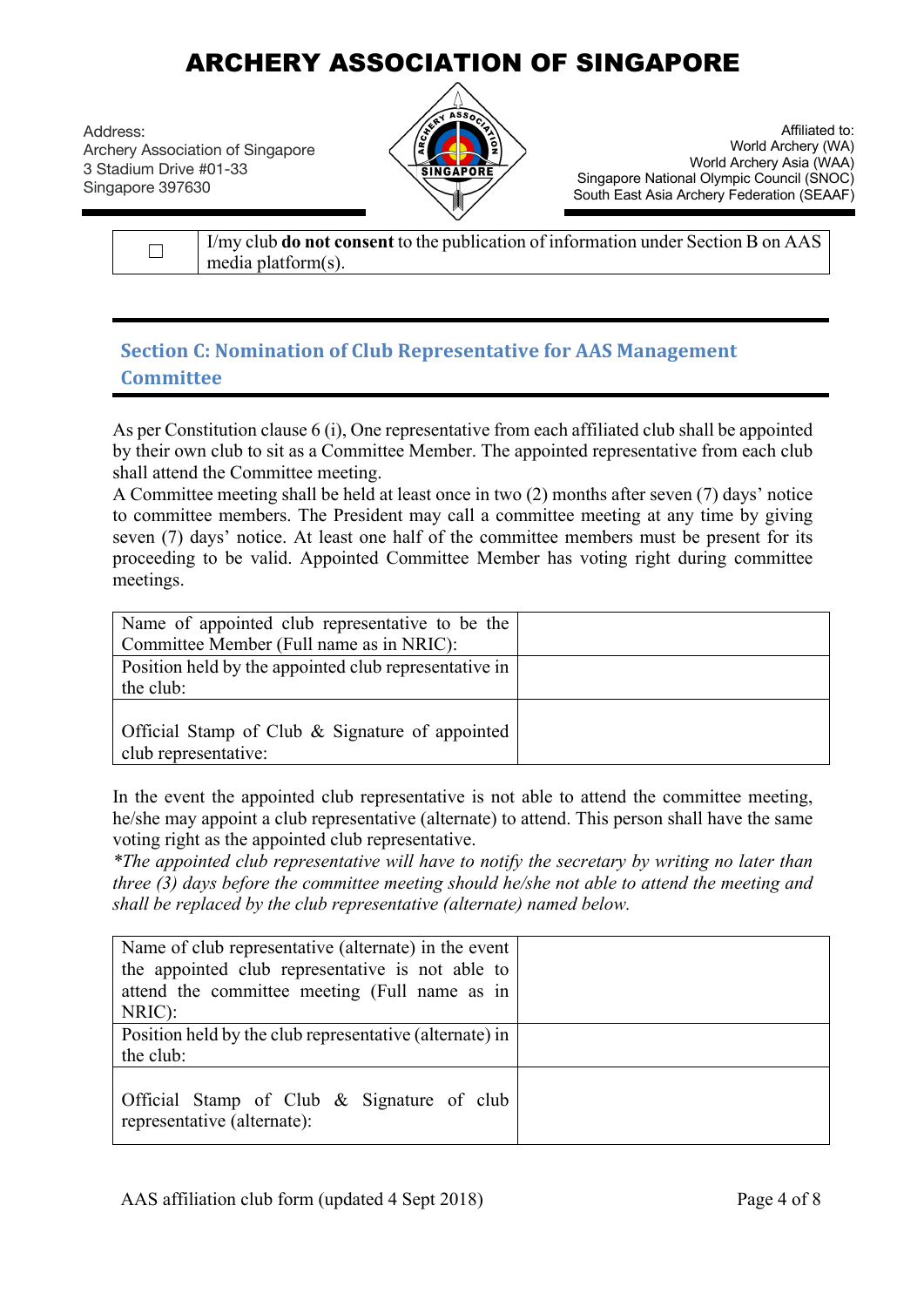| ☐ | I/my club **do not consent** to the publication of information under Section B on AAS media platform(s). |
|---|---|

## Section C: Nomination of Club Representative for AAS Management Committee

As per Constitution clause 6 (i), One representative from each affiliated club shall be appointed by their own club to sit as a Committee Member. The appointed representative from each club shall attend the Committee meeting.

A Committee meeting shall be held at least once in two (2) months after seven (7) days' notice to committee members. The President may call a committee meeting at any time by giving seven (7) days' notice. At least one half of the committee members must be present for its proceeding to be valid. Appointed Committee Member has voting right during committee meetings.

| | |
|---|---|
| Name of appointed club representative to be the Committee Member (Full name as in NRIC): | |
| Position held by the appointed club representative in the club: | |
| Official Stamp of Club & Signature of appointed club representative: | |

In the event the appointed club representative is not able to attend the committee meeting, he/she may appoint a club representative (alternate) to attend. This person shall have the same voting right as the appointed club representative.

*\*The appointed club representative will have to notify the secretary by writing no later than three (3) days before the committee meeting should he/she not able to attend the meeting and shall be replaced by the club representative (alternate) named below.*

| | |
|---|---|
| Name of club representative (alternate) in the event the appointed club representative is not able to attend the committee meeting (Full name as in NRIC): | |
| Position held by the club representative (alternate) in the club: | |
| Official Stamp of Club & Signature of club representative (alternate): | |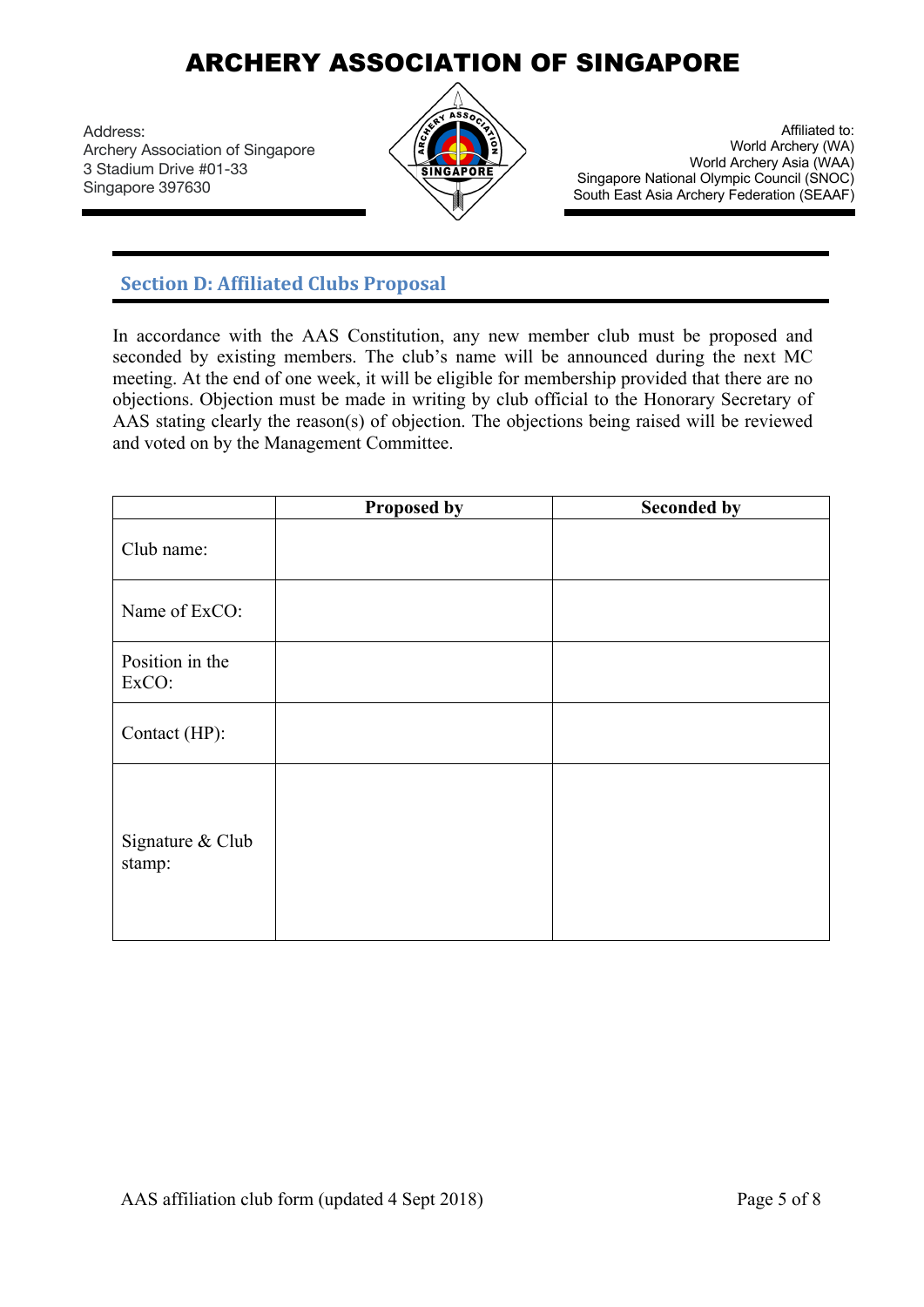# ARCHERY ASSOCIATION OF SINGAPORE

Address:
Archery Association of Singapore
3 Stadium Drive #01-33
Singapore 397630

Affiliated to:
World Archery (WA)
World Archery Asia (WAA)
Singapore National Olympic Council (SNOC)
South East Asia Archery Federation (SEAAF)

## Section D: Affiliated Clubs Proposal

In accordance with the AAS Constitution, any new member club must be proposed and seconded by existing members. The club's name will be announced during the next MC meeting. At the end of one week, it will be eligible for membership provided that there are no objections. Objection must be made in writing by club official to the Honorary Secretary of AAS stating clearly the reason(s) of objection. The objections being raised will be reviewed and voted on by the Management Committee.

| | Proposed by | Seconded by |
|---|---|---|
| Club name: | | |
| Name of ExCO: | | |
| Position in the ExCO: | | |
| Contact (HP): | | |
| Signature & Club stamp: | | |

AAS affiliation club form (updated 4 Sept 2018)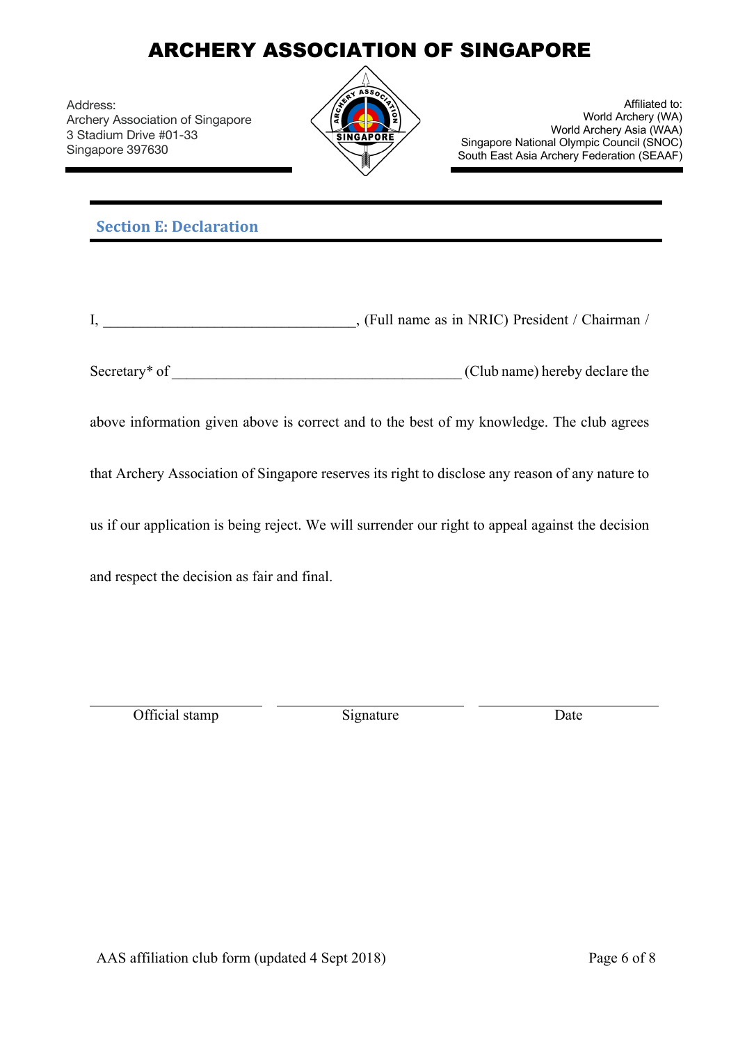# ARCHERY ASSOCIATION OF SINGAPORE

Address:
Archery Association of Singapore
3 Stadium Drive #01-33
Singapore 397630

Affiliated to:
World Archery (WA)
World Archery Asia (WAA)
Singapore National Olympic Council (SNOC)
South East Asia Archery Federation (SEAAF)

## Section E: Declaration

I, ________________________________, (Full name as in NRIC) President / Chairman / Secretary* of ______________________________________ (Club name) hereby declare the above information given above is correct and to the best of my knowledge. The club agrees that Archery Association of Singapore reserves its right to disclose any reason of any nature to us if our application is being reject. We will surrender our right to appeal against the decision and respect the decision as fair and final.

| Official stamp | Signature | Date |
|---|---|---|

AAS affiliation club form (updated 4 Sept 2018)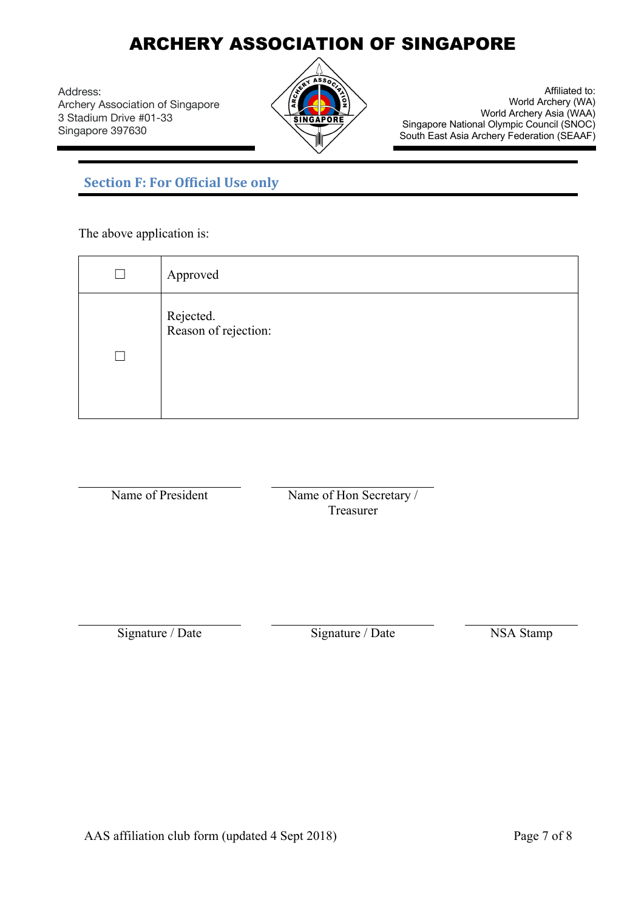# ARCHERY ASSOCIATION OF SINGAPORE

Address:
Archery Association of Singapore
3 Stadium Drive #01-33
Singapore 397630

Affiliated to:
World Archery (WA)
World Archery Asia (WAA)
Singapore National Olympic Council (SNOC)
South East Asia Archery Federation (SEAAF)

## Section F: For Official Use only

The above application is:

| | |
|---|---|
| ☐ | Approved |
| ☐ | Rejected.<br>Reason of rejection: |

| | | |
|---|---|---|
| Name of President | Name of Hon Secretary / Treasurer | |
| Signature / Date | Signature / Date | NSA Stamp |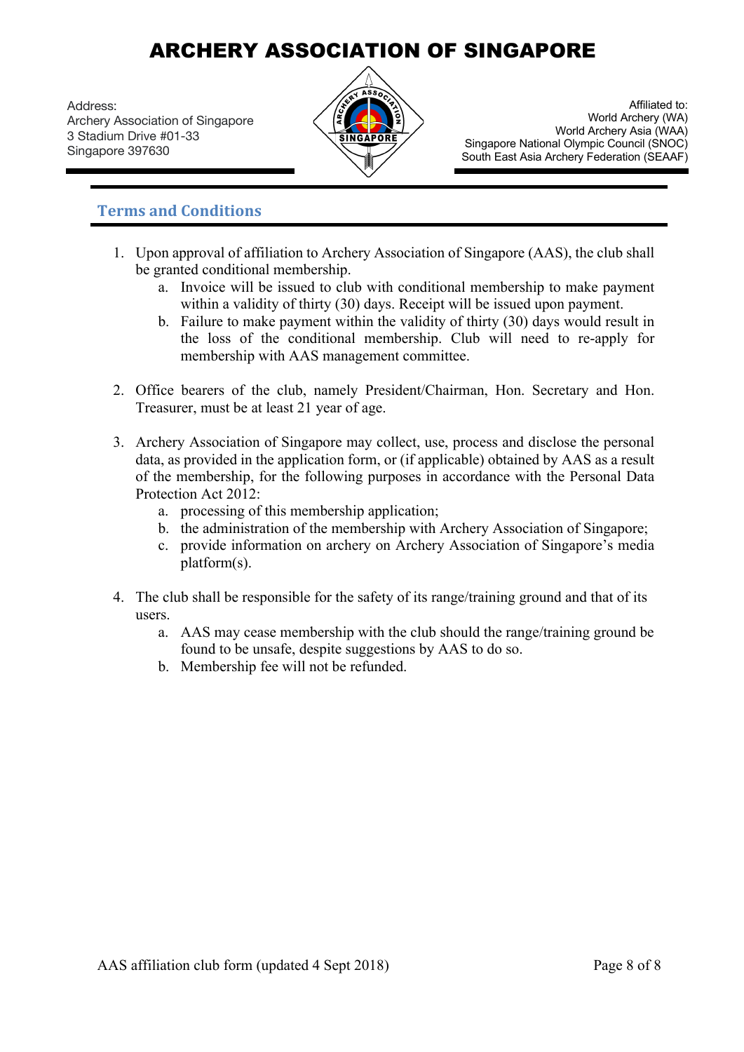# ARCHERY ASSOCIATION OF SINGAPORE

Address:
Archery Association of Singapore
3 Stadium Drive #01-33
Singapore 397630

Affiliated to:
World Archery (WA)
World Archery Asia (WAA)
Singapore National Olympic Council (SNOC)
South East Asia Archery Federation (SEAAF)

## Terms and Conditions

1. Upon approval of affiliation to Archery Association of Singapore (AAS), the club shall be granted conditional membership.
   a. Invoice will be issued to club with conditional membership to make payment within a validity of thirty (30) days. Receipt will be issued upon payment.
   b. Failure to make payment within the validity of thirty (30) days would result in the loss of the conditional membership. Club will need to re-apply for membership with AAS management committee.

2. Office bearers of the club, namely President/Chairman, Hon. Secretary and Hon. Treasurer, must be at least 21 year of age.

3. Archery Association of Singapore may collect, use, process and disclose the personal data, as provided in the application form, or (if applicable) obtained by AAS as a result of the membership, for the following purposes in accordance with the Personal Data Protection Act 2012:
   a. processing of this membership application;
   b. the administration of the membership with Archery Association of Singapore;
   c. provide information on archery on Archery Association of Singapore's media platform(s).

4. The club shall be responsible for the safety of its range/training ground and that of its users.
   a. AAS may cease membership with the club should the range/training ground be found to be unsafe, despite suggestions by AAS to do so.
   b. Membership fee will not be refunded.

AAS affiliation club form (updated 4 Sept 2018)